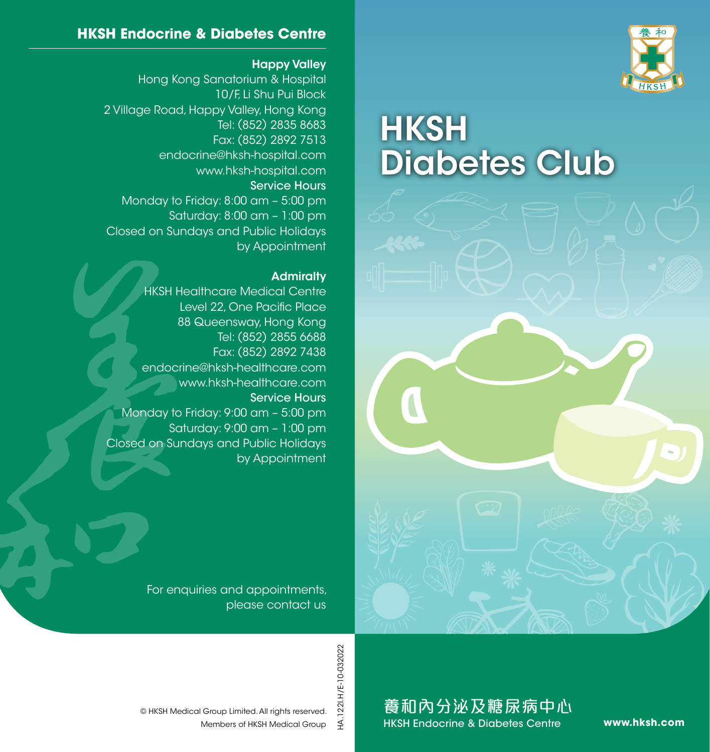## HKSH Endocrine & Diabetes Centre

**Happy Valley**

Hong Kong Sanatorium & Hospital
10/F, Li Shu Pui Block
2 Village Road, Happy Valley, Hong Kong
Tel: (852) 2835 8683
Fax: (852) 2892 7513
endocrine@hksh-hospital.com
www.hksh-hospital.com

**Service Hours**

Monday to Friday: 8:00 am – 5:00 pm
Saturday: 8:00 am – 1:00 pm
Closed on Sundays and Public Holidays
by Appointment

**Admiralty**

HKSH Healthcare Medical Centre
Level 22, One Pacific Place
88 Queensway, Hong Kong
Tel: (852) 2855 6688
Fax: (852) 2892 7438
endocrine@hksh-healthcare.com
www.hksh-healthcare.com

**Service Hours**

Monday to Friday: 9:00 am – 5:00 pm
Saturday: 9:00 am – 1:00 pm
Closed on Sundays and Public Holidays
by Appointment

For enquiries and appointments,
please contact us

© HKSH Medical Group Limited. All rights reserved.
Members of HKSH Medical Group

HA.122I.H/E-10-032022

# HKSH Diabetes Club

養和內分泌及糖尿病中心
HKSH Endocrine & Diabetes Centre

**www.hksh.com**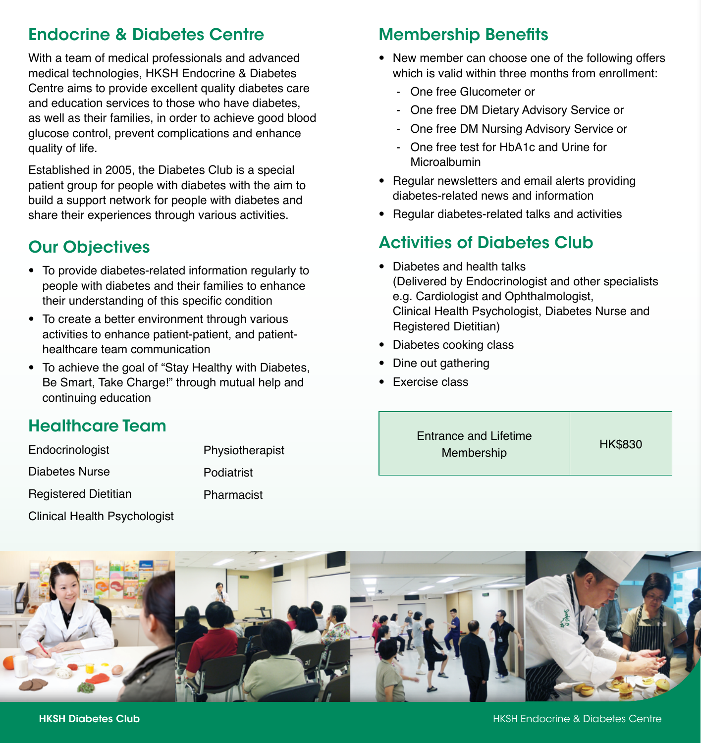## Endocrine & Diabetes Centre

With a team of medical professionals and advanced medical technologies, HKSH Endocrine & Diabetes Centre aims to provide excellent quality diabetes care and education services to those who have diabetes, as well as their families, in order to achieve good blood glucose control, prevent complications and enhance quality of life.

Established in 2005, the Diabetes Club is a special patient group for people with diabetes with the aim to build a support network for people with diabetes and share their experiences through various activities.

## Our Objectives

- To provide diabetes-related information regularly to people with diabetes and their families to enhance their understanding of this specific condition
- To create a better environment through various activities to enhance patient-patient, and patient-healthcare team communication
- To achieve the goal of "Stay Healthy with Diabetes, Be Smart, Take Charge!" through mutual help and continuing education

## Healthcare Team

Endocrinologist

Diabetes Nurse

Registered Dietitian

Clinical Health Psychologist

Physiotherapist

Podiatrist

Pharmacist

## Membership Benefits

- New member can choose one of the following offers which is valid within three months from enrollment:
  - One free Glucometer or
  - One free DM Dietary Advisory Service or
  - One free DM Nursing Advisory Service or
  - One free test for HbA1c and Urine for Microalbumin
- Regular newsletters and email alerts providing diabetes-related news and information
- Regular diabetes-related talks and activities

## Activities of Diabetes Club

- Diabetes and health talks (Delivered by Endocrinologist and other specialists e.g. Cardiologist and Ophthalmologist, Clinical Health Psychologist, Diabetes Nurse and Registered Dietitian)
- Diabetes cooking class
- Dine out gathering
- Exercise class

| | |
|---|---|
| Entrance and Lifetime Membership | HK$830 |